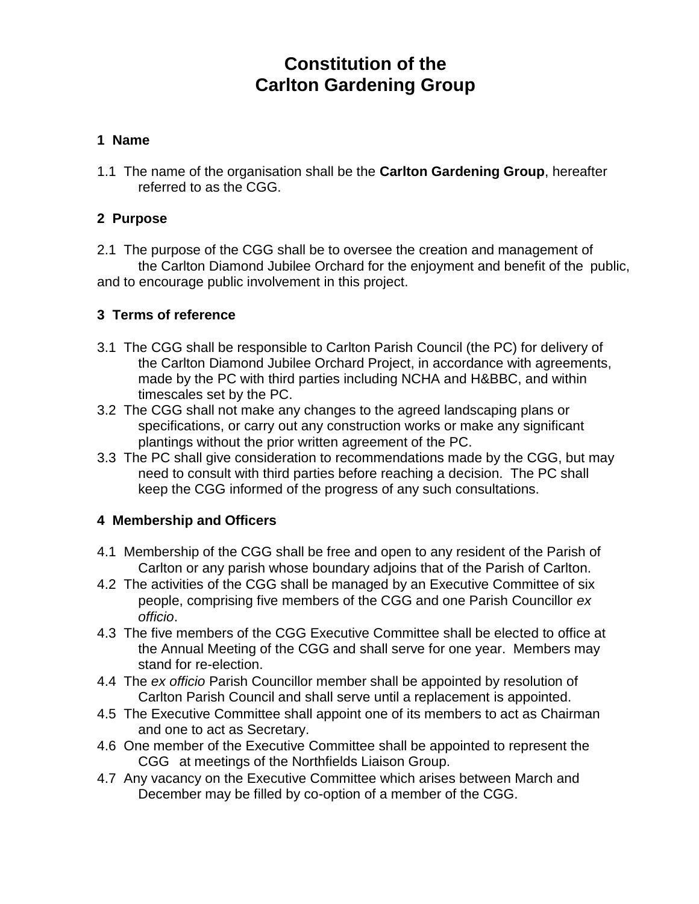# Constitution of the Carlton Gardening Group

## 1 Name

1.1 The name of the organisation shall be the **Carlton Gardening Group**, hereafter referred to as the CGG.

## 2 Purpose

2.1 The purpose of the CGG shall be to oversee the creation and management of the Carlton Diamond Jubilee Orchard for the enjoyment and benefit of the public, and to encourage public involvement in this project.

## 3 Terms of reference

3.1 The CGG shall be responsible to Carlton Parish Council (the PC) for delivery of the Carlton Diamond Jubilee Orchard Project, in accordance with agreements, made by the PC with third parties including NCHA and H&BBC, and within timescales set by the PC.
3.2 The CGG shall not make any changes to the agreed landscaping plans or specifications, or carry out any construction works or make any significant plantings without the prior written agreement of the PC.
3.3 The PC shall give consideration to recommendations made by the CGG, but may need to consult with third parties before reaching a decision. The PC shall keep the CGG informed of the progress of any such consultations.

## 4 Membership and Officers

4.1 Membership of the CGG shall be free and open to any resident of the Parish of Carlton or any parish whose boundary adjoins that of the Parish of Carlton.
4.2 The activities of the CGG shall be managed by an Executive Committee of six people, comprising five members of the CGG and one Parish Councillor *ex officio*.
4.3 The five members of the CGG Executive Committee shall be elected to office at the Annual Meeting of the CGG and shall serve for one year. Members may stand for re-election.
4.4 The *ex officio* Parish Councillor member shall be appointed by resolution of Carlton Parish Council and shall serve until a replacement is appointed.
4.5 The Executive Committee shall appoint one of its members to act as Chairman and one to act as Secretary.
4.6 One member of the Executive Committee shall be appointed to represent the CGG at meetings of the Northfields Liaison Group.
4.7 Any vacancy on the Executive Committee which arises between March and December may be filled by co-option of a member of the CGG.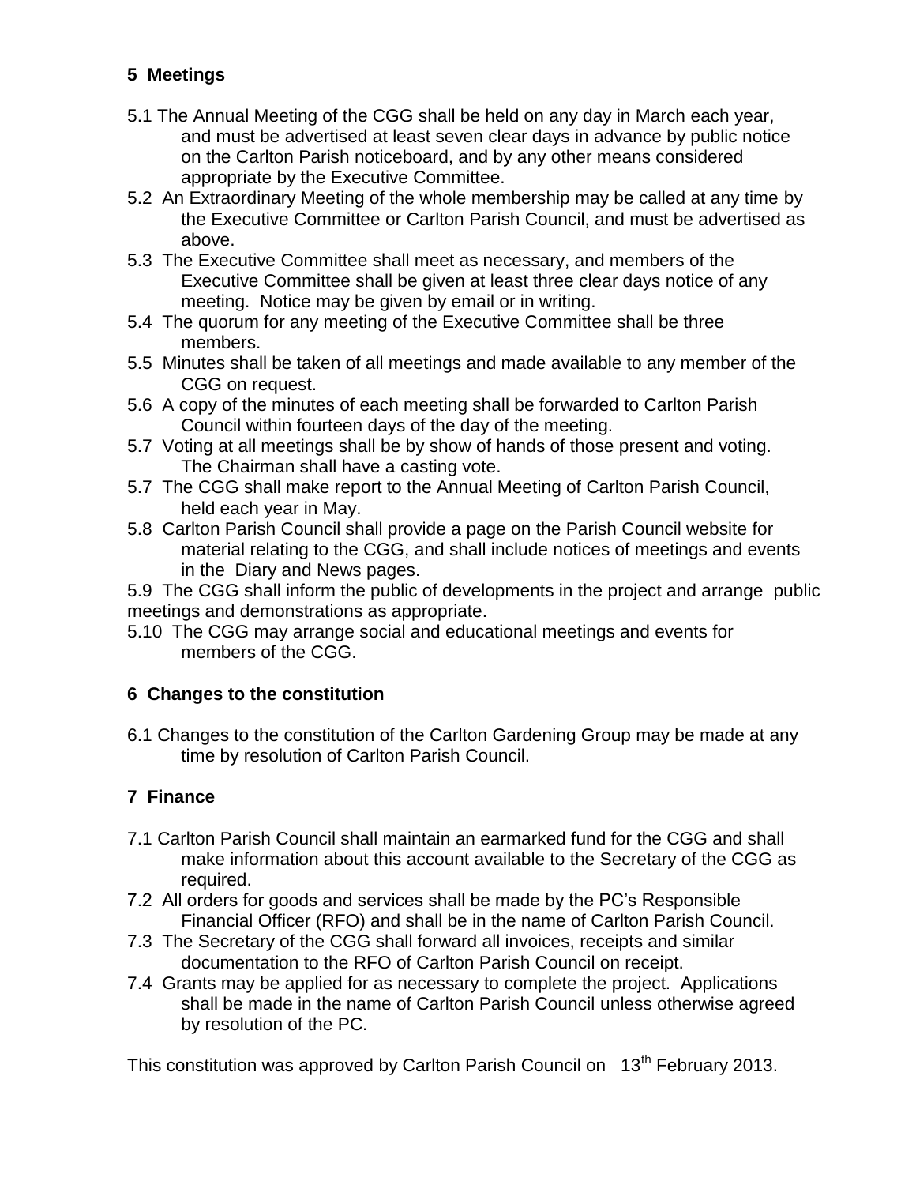## 5 Meetings

5.1 The Annual Meeting of the CGG shall be held on any day in March each year, and must be advertised at least seven clear days in advance by public notice on the Carlton Parish noticeboard, and by any other means considered appropriate by the Executive Committee.

5.2 An Extraordinary Meeting of the whole membership may be called at any time by the Executive Committee or Carlton Parish Council, and must be advertised as above.

5.3 The Executive Committee shall meet as necessary, and members of the Executive Committee shall be given at least three clear days notice of any meeting. Notice may be given by email or in writing.

5.4 The quorum for any meeting of the Executive Committee shall be three members.

5.5 Minutes shall be taken of all meetings and made available to any member of the CGG on request.

5.6 A copy of the minutes of each meeting shall be forwarded to Carlton Parish Council within fourteen days of the day of the meeting.

5.7 Voting at all meetings shall be by show of hands of those present and voting. The Chairman shall have a casting vote.

5.7 The CGG shall make report to the Annual Meeting of Carlton Parish Council, held each year in May.

5.8 Carlton Parish Council shall provide a page on the Parish Council website for material relating to the CGG, and shall include notices of meetings and events in the Diary and News pages.

5.9 The CGG shall inform the public of developments in the project and arrange public meetings and demonstrations as appropriate.

5.10 The CGG may arrange social and educational meetings and events for members of the CGG.

## 6 Changes to the constitution

6.1 Changes to the constitution of the Carlton Gardening Group may be made at any time by resolution of Carlton Parish Council.

## 7 Finance

7.1 Carlton Parish Council shall maintain an earmarked fund for the CGG and shall make information about this account available to the Secretary of the CGG as required.

7.2 All orders for goods and services shall be made by the PC's Responsible Financial Officer (RFO) and shall be in the name of Carlton Parish Council.

7.3 The Secretary of the CGG shall forward all invoices, receipts and similar documentation to the RFO of Carlton Parish Council on receipt.

7.4 Grants may be applied for as necessary to complete the project. Applications shall be made in the name of Carlton Parish Council unless otherwise agreed by resolution of the PC.

This constitution was approved by Carlton Parish Council on 13th February 2013.